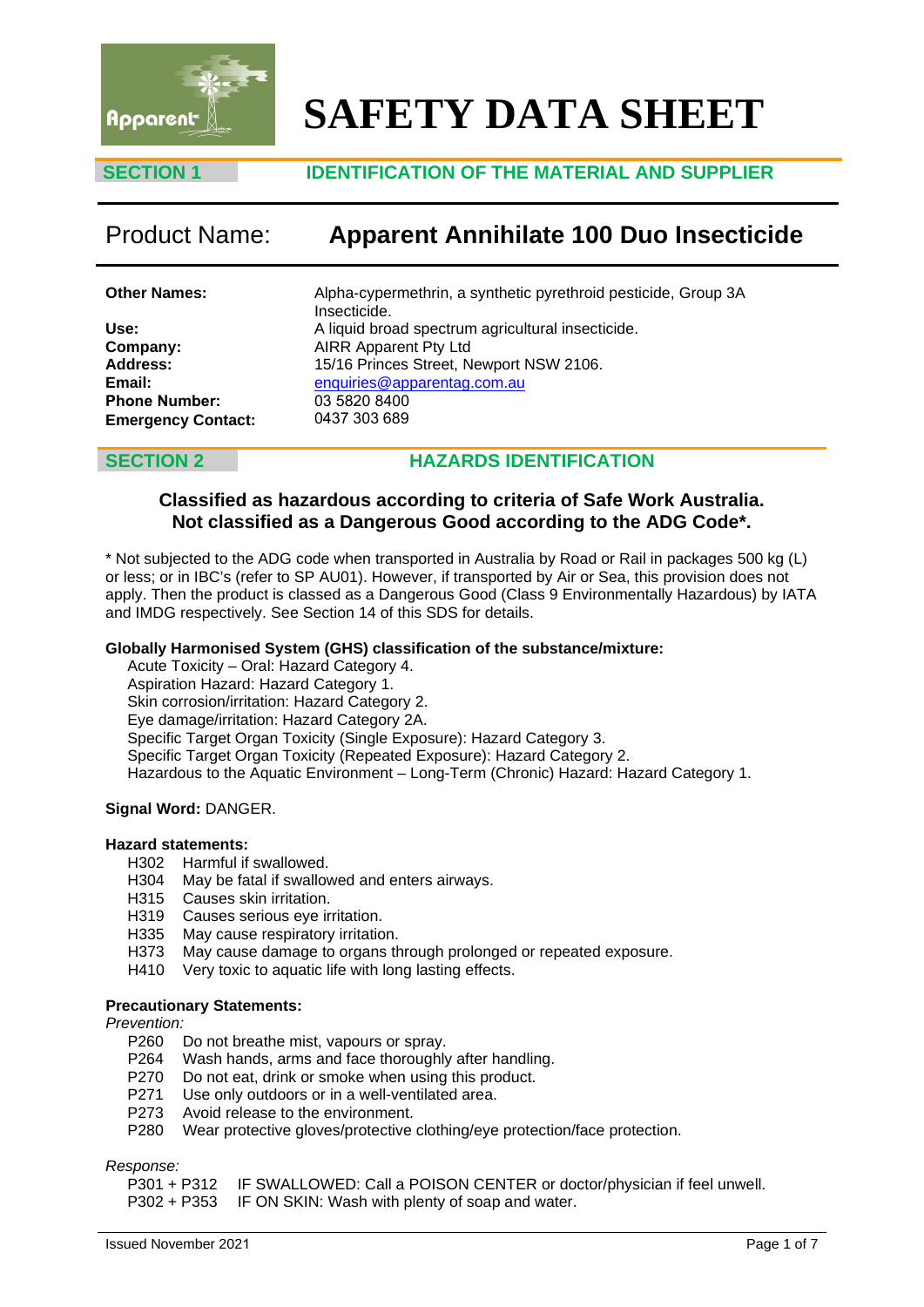# SAFETY DATA SHEET

## SECTION 1 IDENTIFICATION OF THE MATERIAL AND SUPPLIER

**Product Name: Apparent Annihilate 100 Duo Insecticide**

| | |
|---|---|
| **Other Names:** | Alpha-cypermethrin, a synthetic pyrethroid pesticide, Group 3A Insecticide. |
| **Use:** | A liquid broad spectrum agricultural insecticide. |
| **Company:** | AIRR Apparent Pty Ltd |
| **Address:** | 15/16 Princes Street, Newport NSW 2106. |
| **Email:** | enquiries@apparentag.com.au |
| **Phone Number:** | 03 5820 8400 |
| **Emergency Contact:** | 0437 303 689 |

## SECTION 2 HAZARDS IDENTIFICATION

**Classified as hazardous according to criteria of Safe Work Australia.**
**Not classified as a Dangerous Good according to the ADG Code*.**

* Not subjected to the ADG code when transported in Australia by Road or Rail in packages 500 kg (L) or less; or in IBC's (refer to SP AU01). However, if transported by Air or Sea, this provision does not apply. Then the product is classed as a Dangerous Good (Class 9 Environmentally Hazardous) by IATA and IMDG respectively. See Section 14 of this SDS for details.

**Globally Harmonised System (GHS) classification of the substance/mixture:**

Acute Toxicity – Oral: Hazard Category 4.
Aspiration Hazard: Hazard Category 1.
Skin corrosion/irritation: Hazard Category 2.
Eye damage/irritation: Hazard Category 2A.
Specific Target Organ Toxicity (Single Exposure): Hazard Category 3.
Specific Target Organ Toxicity (Repeated Exposure): Hazard Category 2.
Hazardous to the Aquatic Environment – Long-Term (Chronic) Hazard: Hazard Category 1.

**Signal Word:** DANGER.

**Hazard statements:**

- H302 Harmful if swallowed.
- H304 May be fatal if swallowed and enters airways.
- H315 Causes skin irritation.
- H319 Causes serious eye irritation.
- H335 May cause respiratory irritation.
- H373 May cause damage to organs through prolonged or repeated exposure.
- H410 Very toxic to aquatic life with long lasting effects.

**Precautionary Statements:**

*Prevention:*

- P260 Do not breathe mist, vapours or spray.
- P264 Wash hands, arms and face thoroughly after handling.
- P270 Do not eat, drink or smoke when using this product.
- P271 Use only outdoors or in a well-ventilated area.
- P273 Avoid release to the environment.
- P280 Wear protective gloves/protective clothing/eye protection/face protection.

*Response:*

- P301 + P312 IF SWALLOWED: Call a POISON CENTER or doctor/physician if feel unwell.
- P302 + P353 IF ON SKIN: Wash with plenty of soap and water.

Issued November 2021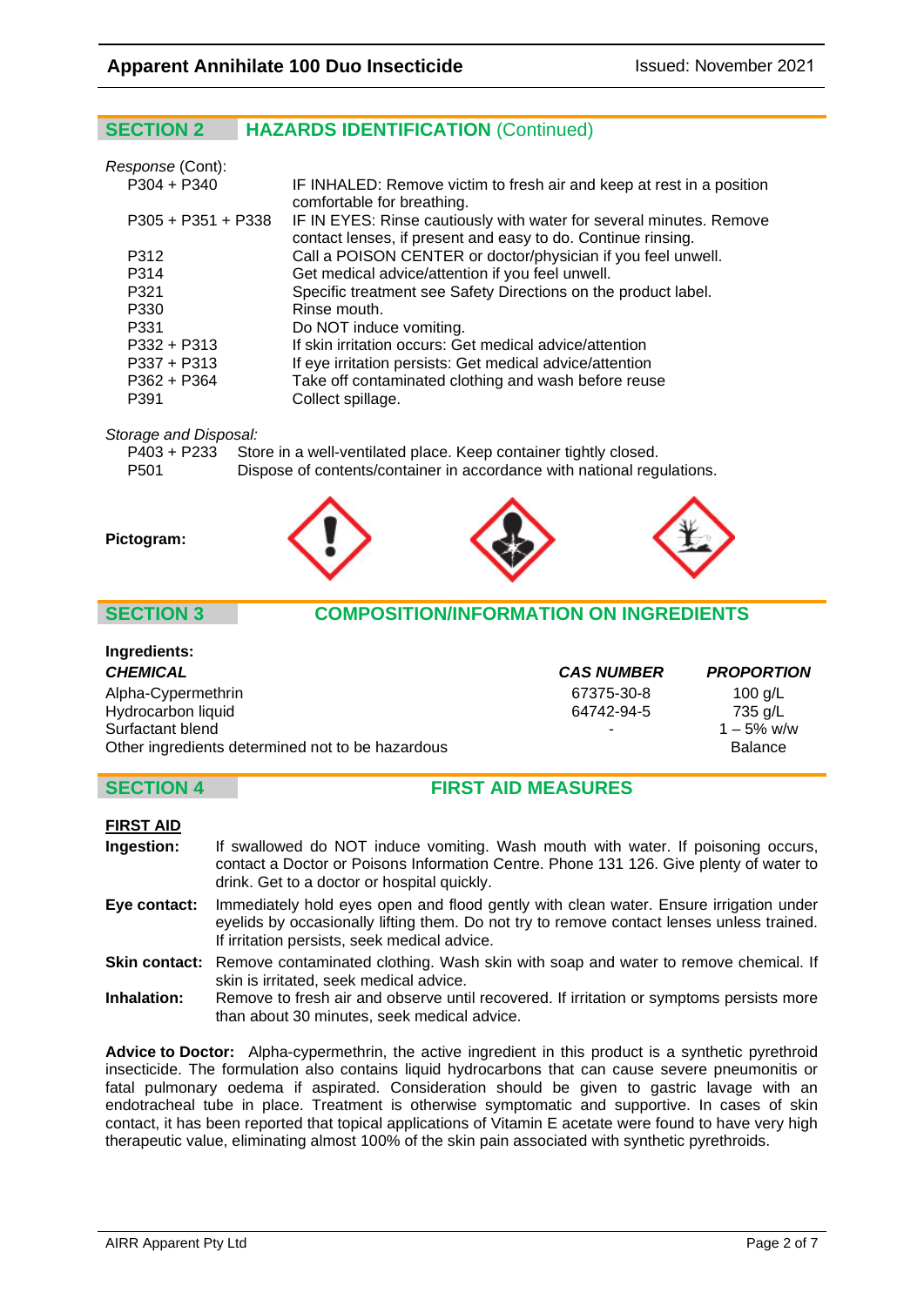## SECTION 2 HAZARDS IDENTIFICATION (Continued)

*Response* (Cont):

| | |
|---|---|
| P304 + P340 | IF INHALED: Remove victim to fresh air and keep at rest in a position comfortable for breathing. |
| P305 + P351 + P338 | IF IN EYES: Rinse cautiously with water for several minutes. Remove contact lenses, if present and easy to do. Continue rinsing. |
| P312 | Call a POISON CENTER or doctor/physician if you feel unwell. |
| P314 | Get medical advice/attention if you feel unwell. |
| P321 | Specific treatment see Safety Directions on the product label. |
| P330 | Rinse mouth. |
| P331 | Do NOT induce vomiting. |
| P332 + P313 | If skin irritation occurs: Get medical advice/attention |
| P337 + P313 | If eye irritation persists: Get medical advice/attention |
| P362 + P364 | Take off contaminated clothing and wash before reuse |
| P391 | Collect spillage. |

*Storage and Disposal:*

| | |
|---|---|
| P403 + P233 | Store in a well-ventilated place. Keep container tightly closed. |
| P501 | Dispose of contents/container in accordance with national regulations. |

**Pictogram:**

## SECTION 3 COMPOSITION/INFORMATION ON INGREDIENTS

**Ingredients:**

| ***CHEMICAL*** | ***CAS NUMBER*** | ***PROPORTION*** |
|---|---|---|
| Alpha-Cypermethrin | 67375-30-8 | 100 g/L |
| Hydrocarbon liquid | 64742-94-5 | 735 g/L |
| Surfactant blend | - | 1 – 5% w/w |
| Other ingredients determined not to be hazardous | | Balance |

## SECTION 4 FIRST AID MEASURES

**FIRST AID**

**Ingestion:** If swallowed do NOT induce vomiting. Wash mouth with water. If poisoning occurs, contact a Doctor or Poisons Information Centre. Phone 131 126. Give plenty of water to drink. Get to a doctor or hospital quickly.

**Eye contact:** Immediately hold eyes open and flood gently with clean water. Ensure irrigation under eyelids by occasionally lifting them. Do not try to remove contact lenses unless trained. If irritation persists, seek medical advice.

**Skin contact:** Remove contaminated clothing. Wash skin with soap and water to remove chemical. If skin is irritated, seek medical advice.

**Inhalation:** Remove to fresh air and observe until recovered. If irritation or symptoms persists more than about 30 minutes, seek medical advice.

**Advice to Doctor:** Alpha-cypermethrin, the active ingredient in this product is a synthetic pyrethroid insecticide. The formulation also contains liquid hydrocarbons that can cause severe pneumonitis or fatal pulmonary oedema if aspirated. Consideration should be given to gastric lavage with an endotracheal tube in place. Treatment is otherwise symptomatic and supportive. In cases of skin contact, it has been reported that topical applications of Vitamin E acetate were found to have very high therapeutic value, eliminating almost 100% of the skin pain associated with synthetic pyrethroids.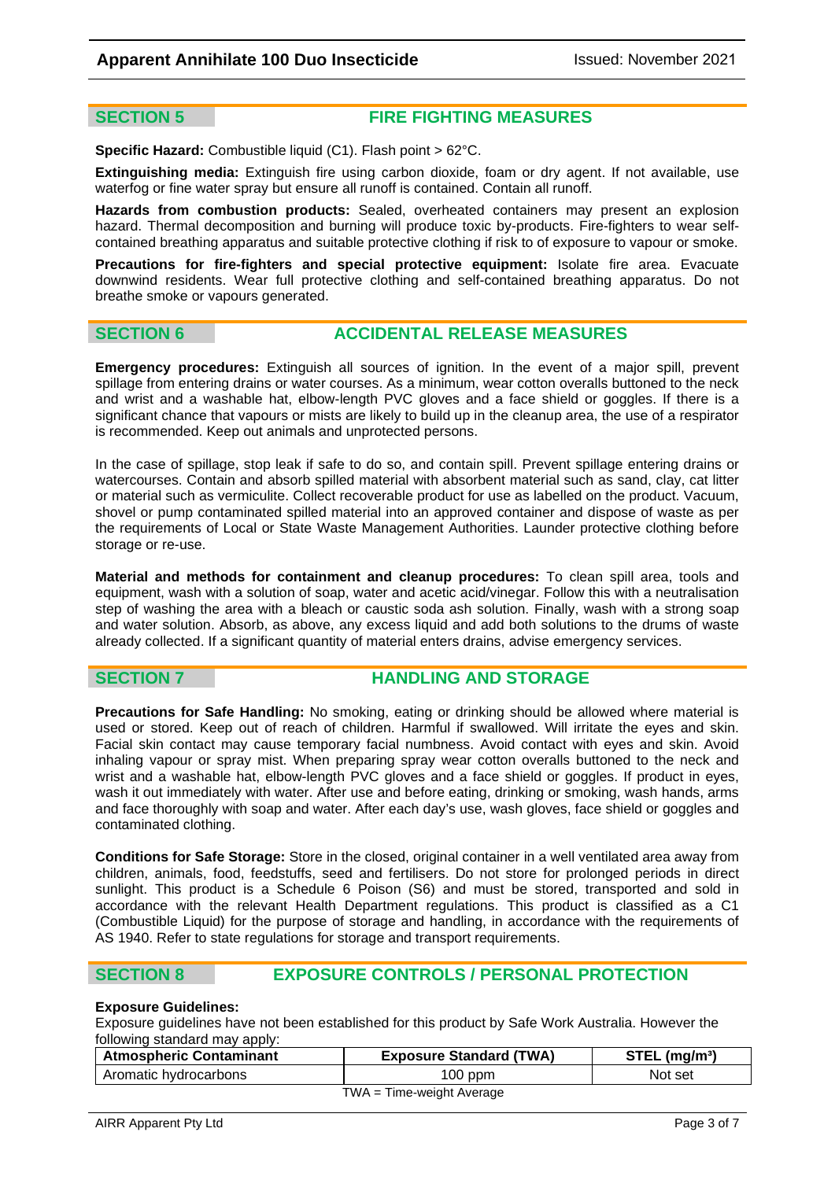## SECTION 5 FIRE FIGHTING MEASURES

**Specific Hazard:** Combustible liquid (C1). Flash point > 62°C.

**Extinguishing media:** Extinguish fire using carbon dioxide, foam or dry agent. If not available, use waterfog or fine water spray but ensure all runoff is contained. Contain all runoff.

**Hazards from combustion products:** Sealed, overheated containers may present an explosion hazard. Thermal decomposition and burning will produce toxic by-products. Fire-fighters to wear self-contained breathing apparatus and suitable protective clothing if risk to of exposure to vapour or smoke.

**Precautions for fire-fighters and special protective equipment:** Isolate fire area. Evacuate downwind residents. Wear full protective clothing and self-contained breathing apparatus. Do not breathe smoke or vapours generated.

## SECTION 6 ACCIDENTAL RELEASE MEASURES

**Emergency procedures:** Extinguish all sources of ignition. In the event of a major spill, prevent spillage from entering drains or water courses. As a minimum, wear cotton overalls buttoned to the neck and wrist and a washable hat, elbow-length PVC gloves and a face shield or goggles. If there is a significant chance that vapours or mists are likely to build up in the cleanup area, the use of a respirator is recommended. Keep out animals and unprotected persons.

In the case of spillage, stop leak if safe to do so, and contain spill. Prevent spillage entering drains or watercourses. Contain and absorb spilled material with absorbent material such as sand, clay, cat litter or material such as vermiculite. Collect recoverable product for use as labelled on the product. Vacuum, shovel or pump contaminated spilled material into an approved container and dispose of waste as per the requirements of Local or State Waste Management Authorities. Launder protective clothing before storage or re-use.

**Material and methods for containment and cleanup procedures:** To clean spill area, tools and equipment, wash with a solution of soap, water and acetic acid/vinegar. Follow this with a neutralisation step of washing the area with a bleach or caustic soda ash solution. Finally, wash with a strong soap and water solution. Absorb, as above, any excess liquid and add both solutions to the drums of waste already collected. If a significant quantity of material enters drains, advise emergency services.

## SECTION 7 HANDLING AND STORAGE

**Precautions for Safe Handling:** No smoking, eating or drinking should be allowed where material is used or stored. Keep out of reach of children. Harmful if swallowed. Will irritate the eyes and skin. Facial skin contact may cause temporary facial numbness. Avoid contact with eyes and skin. Avoid inhaling vapour or spray mist. When preparing spray wear cotton overalls buttoned to the neck and wrist and a washable hat, elbow-length PVC gloves and a face shield or goggles. If product in eyes, wash it out immediately with water. After use and before eating, drinking or smoking, wash hands, arms and face thoroughly with soap and water. After each day's use, wash gloves, face shield or goggles and contaminated clothing.

**Conditions for Safe Storage:** Store in the closed, original container in a well ventilated area away from children, animals, food, feedstuffs, seed and fertilisers. Do not store for prolonged periods in direct sunlight. This product is a Schedule 6 Poison (S6) and must be stored, transported and sold in accordance with the relevant Health Department regulations. This product is classified as a C1 (Combustible Liquid) for the purpose of storage and handling, in accordance with the requirements of AS 1940. Refer to state regulations for storage and transport requirements.

## SECTION 8 EXPOSURE CONTROLS / PERSONAL PROTECTION

**Exposure Guidelines:**

Exposure guidelines have not been established for this product by Safe Work Australia. However the following standard may apply:

| Atmospheric Contaminant | Exposure Standard (TWA) | STEL (mg/m³) |
|---|---|---|
| Aromatic hydrocarbons | 100 ppm | Not set |

TWA = Time-weight Average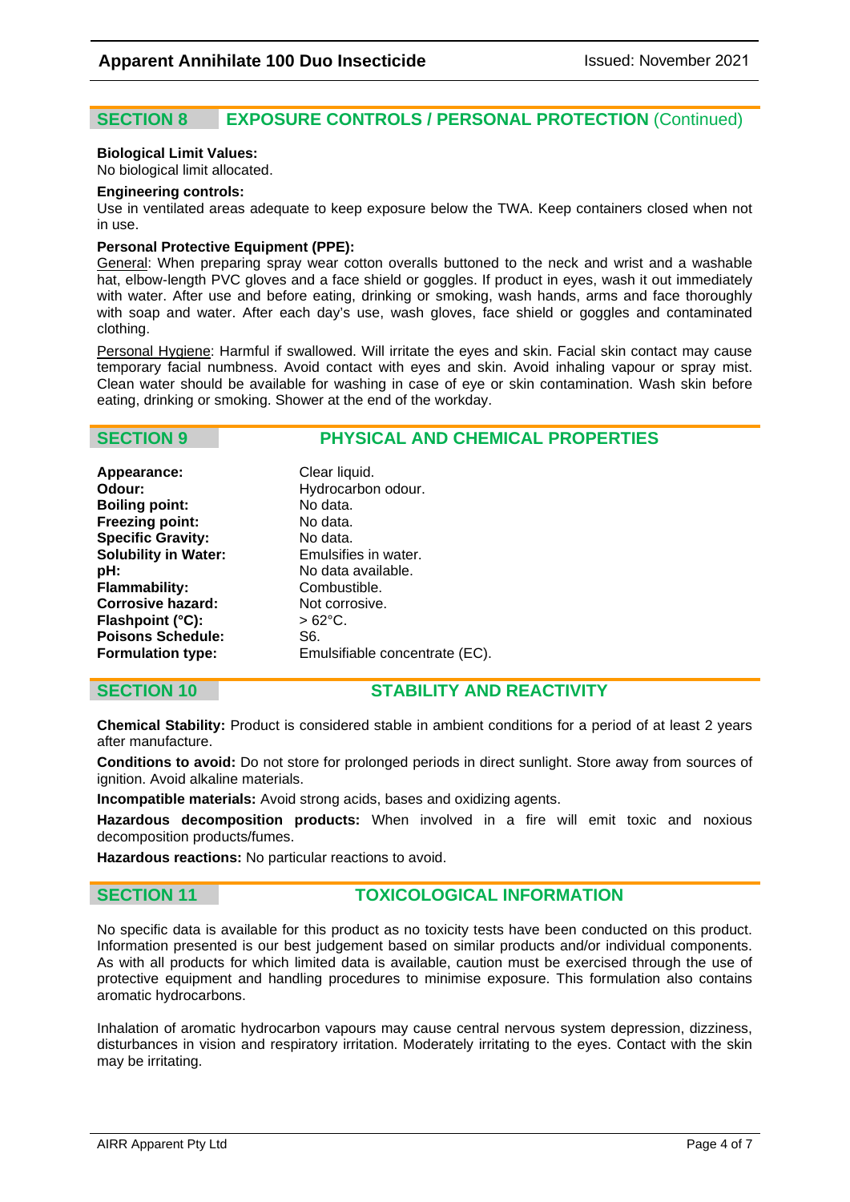## SECTION 8 EXPOSURE CONTROLS / PERSONAL PROTECTION (Continued)

**Biological Limit Values:**
No biological limit allocated.

**Engineering controls:**
Use in ventilated areas adequate to keep exposure below the TWA. Keep containers closed when not in use.

**Personal Protective Equipment (PPE):**
General: When preparing spray wear cotton overalls buttoned to the neck and wrist and a washable hat, elbow-length PVC gloves and a face shield or goggles. If product in eyes, wash it out immediately with water. After use and before eating, drinking or smoking, wash hands, arms and face thoroughly with soap and water. After each day's use, wash gloves, face shield or goggles and contaminated clothing.

Personal Hygiene: Harmful if swallowed. Will irritate the eyes and skin. Facial skin contact may cause temporary facial numbness. Avoid contact with eyes and skin. Avoid inhaling vapour or spray mist. Clean water should be available for washing in case of eye or skin contamination. Wash skin before eating, drinking or smoking. Shower at the end of the workday.

## SECTION 9 PHYSICAL AND CHEMICAL PROPERTIES

| | |
|---|---|
| **Appearance:** | Clear liquid. |
| **Odour:** | Hydrocarbon odour. |
| **Boiling point:** | No data. |
| **Freezing point:** | No data. |
| **Specific Gravity:** | No data. |
| **Solubility in Water:** | Emulsifies in water. |
| **pH:** | No data available. |
| **Flammability:** | Combustible. |
| **Corrosive hazard:** | Not corrosive. |
| **Flashpoint (°C):** | > 62°C. |
| **Poisons Schedule:** | S6. |
| **Formulation type:** | Emulsifiable concentrate (EC). |

## SECTION 10 STABILITY AND REACTIVITY

**Chemical Stability:** Product is considered stable in ambient conditions for a period of at least 2 years after manufacture.

**Conditions to avoid:** Do not store for prolonged periods in direct sunlight. Store away from sources of ignition. Avoid alkaline materials.

**Incompatible materials:** Avoid strong acids, bases and oxidizing agents.

**Hazardous decomposition products:** When involved in a fire will emit toxic and noxious decomposition products/fumes.

**Hazardous reactions:** No particular reactions to avoid.

## SECTION 11 TOXICOLOGICAL INFORMATION

No specific data is available for this product as no toxicity tests have been conducted on this product. Information presented is our best judgement based on similar products and/or individual components. As with all products for which limited data is available, caution must be exercised through the use of protective equipment and handling procedures to minimise exposure. This formulation also contains aromatic hydrocarbons.

Inhalation of aromatic hydrocarbon vapours may cause central nervous system depression, dizziness, disturbances in vision and respiratory irritation. Moderately irritating to the eyes. Contact with the skin may be irritating.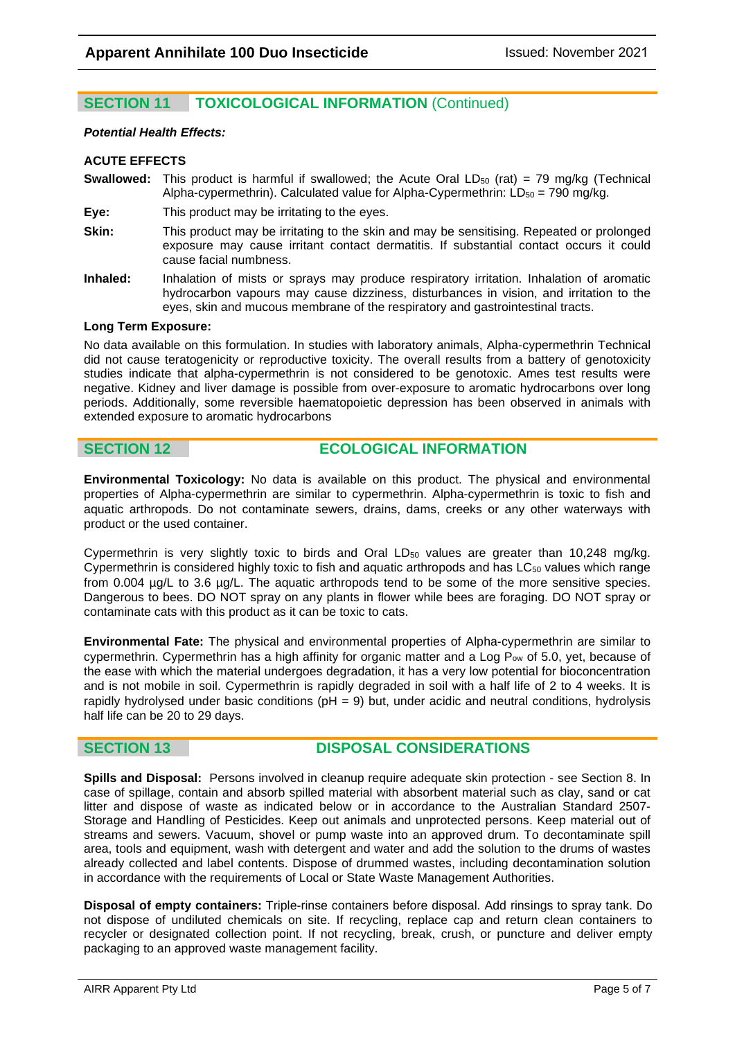## SECTION 11 TOXICOLOGICAL INFORMATION (Continued)

***Potential Health Effects:***

**ACUTE EFFECTS**

**Swallowed:** This product is harmful if swallowed; the Acute Oral $LD_{50}$ (rat) = 79 mg/kg (Technical Alpha-cypermethrin). Calculated value for Alpha-Cypermethrin: $LD_{50}$ = 790 mg/kg.

**Eye:** This product may be irritating to the eyes.

**Skin:** This product may be irritating to the skin and may be sensitising. Repeated or prolonged exposure may cause irritant contact dermatitis. If substantial contact occurs it could cause facial numbness.

**Inhaled:** Inhalation of mists or sprays may produce respiratory irritation. Inhalation of aromatic hydrocarbon vapours may cause dizziness, disturbances in vision, and irritation to the eyes, skin and mucous membrane of the respiratory and gastrointestinal tracts.

**Long Term Exposure:**

No data available on this formulation. In studies with laboratory animals, Alpha-cypermethrin Technical did not cause teratogenicity or reproductive toxicity. The overall results from a battery of genotoxicity studies indicate that alpha-cypermethrin is not considered to be genotoxic. Ames test results were negative. Kidney and liver damage is possible from over-exposure to aromatic hydrocarbons over long periods. Additionally, some reversible haematopoietic depression has been observed in animals with extended exposure to aromatic hydrocarbons

## SECTION 12 ECOLOGICAL INFORMATION

**Environmental Toxicology:** No data is available on this product. The physical and environmental properties of Alpha-cypermethrin are similar to cypermethrin. Alpha-cypermethrin is toxic to fish and aquatic arthropods. Do not contaminate sewers, drains, dams, creeks or any other waterways with product or the used container.

Cypermethrin is very slightly toxic to birds and Oral $LD_{50}$ values are greater than 10,248 mg/kg. Cypermethrin is considered highly toxic to fish and aquatic arthropods and has $LC_{50}$ values which range from 0.004 µg/L to 3.6 µg/L. The aquatic arthropods tend to be some of the more sensitive species. Dangerous to bees. DO NOT spray on any plants in flower while bees are foraging. DO NOT spray or contaminate cats with this product as it can be toxic to cats.

**Environmental Fate:** The physical and environmental properties of Alpha-cypermethrin are similar to cypermethrin. Cypermethrin has a high affinity for organic matter and a Log $P_{ow}$ of 5.0, yet, because of the ease with which the material undergoes degradation, it has a very low potential for bioconcentration and is not mobile in soil. Cypermethrin is rapidly degraded in soil with a half life of 2 to 4 weeks. It is rapidly hydrolysed under basic conditions (pH = 9) but, under acidic and neutral conditions, hydrolysis half life can be 20 to 29 days.

## SECTION 13 DISPOSAL CONSIDERATIONS

**Spills and Disposal:** Persons involved in cleanup require adequate skin protection - see Section 8. In case of spillage, contain and absorb spilled material with absorbent material such as clay, sand or cat litter and dispose of waste as indicated below or in accordance to the Australian Standard 2507- Storage and Handling of Pesticides. Keep out animals and unprotected persons. Keep material out of streams and sewers. Vacuum, shovel or pump waste into an approved drum. To decontaminate spill area, tools and equipment, wash with detergent and water and add the solution to the drums of wastes already collected and label contents. Dispose of drummed wastes, including decontamination solution in accordance with the requirements of Local or State Waste Management Authorities.

**Disposal of empty containers:** Triple-rinse containers before disposal. Add rinsings to spray tank. Do not dispose of undiluted chemicals on site. If recycling, replace cap and return clean containers to recycler or designated collection point. If not recycling, break, crush, or puncture and deliver empty packaging to an approved waste management facility.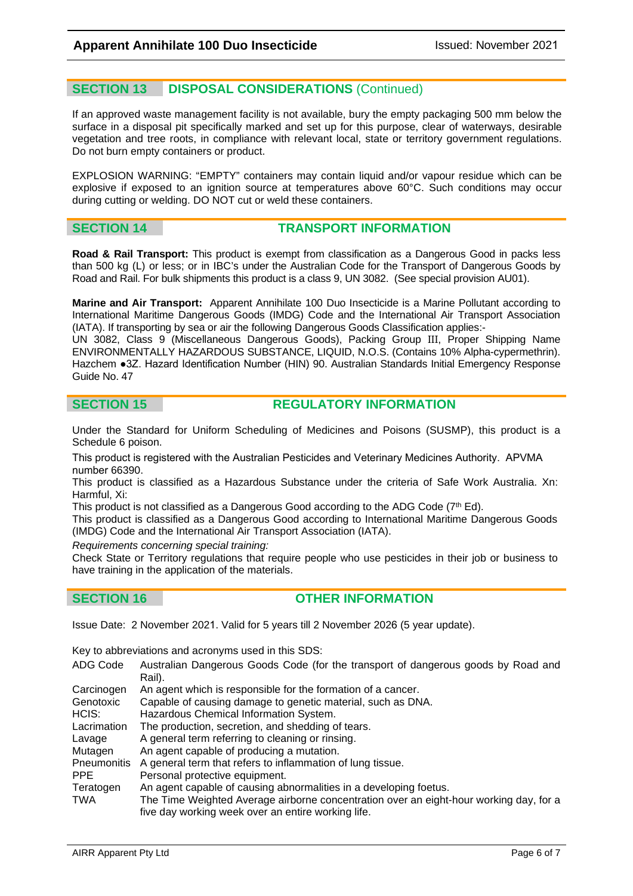## SECTION 13 DISPOSAL CONSIDERATIONS (Continued)

If an approved waste management facility is not available, bury the empty packaging 500 mm below the surface in a disposal pit specifically marked and set up for this purpose, clear of waterways, desirable vegetation and tree roots, in compliance with relevant local, state or territory government regulations. Do not burn empty containers or product.

EXPLOSION WARNING: "EMPTY" containers may contain liquid and/or vapour residue which can be explosive if exposed to an ignition source at temperatures above 60°C. Such conditions may occur during cutting or welding. DO NOT cut or weld these containers.

## SECTION 14 TRANSPORT INFORMATION

**Road & Rail Transport:** This product is exempt from classification as a Dangerous Good in packs less than 500 kg (L) or less; or in IBC's under the Australian Code for the Transport of Dangerous Goods by Road and Rail. For bulk shipments this product is a class 9, UN 3082. (See special provision AU01).

**Marine and Air Transport:** Apparent Annihilate 100 Duo Insecticide is a Marine Pollutant according to International Maritime Dangerous Goods (IMDG) Code and the International Air Transport Association (IATA). If transporting by sea or air the following Dangerous Goods Classification applies:-
UN 3082, Class 9 (Miscellaneous Dangerous Goods), Packing Group III, Proper Shipping Name ENVIRONMENTALLY HAZARDOUS SUBSTANCE, LIQUID, N.O.S. (Contains 10% Alpha-cypermethrin). Hazchem ●3Z. Hazard Identification Number (HIN) 90. Australian Standards Initial Emergency Response Guide No. 47

## SECTION 15 REGULATORY INFORMATION

Under the Standard for Uniform Scheduling of Medicines and Poisons (SUSMP), this product is a Schedule 6 poison.

This product is registered with the Australian Pesticides and Veterinary Medicines Authority. APVMA number 66390.

This product is classified as a Hazardous Substance under the criteria of Safe Work Australia. Xn: Harmful, Xi:

This product is not classified as a Dangerous Good according to the ADG Code (7th Ed).

This product is classified as a Dangerous Good according to International Maritime Dangerous Goods (IMDG) Code and the International Air Transport Association (IATA).

*Requirements concerning special training:*

Check State or Territory regulations that require people who use pesticides in their job or business to have training in the application of the materials.

## SECTION 16 OTHER INFORMATION

Issue Date: 2 November 2021. Valid for 5 years till 2 November 2026 (5 year update).

Key to abbreviations and acronyms used in this SDS:

| | |
|---|---|
| ADG Code | Australian Dangerous Goods Code (for the transport of dangerous goods by Road and Rail). |
| Carcinogen | An agent which is responsible for the formation of a cancer. |
| Genotoxic | Capable of causing damage to genetic material, such as DNA. |
| HCIS: | Hazardous Chemical Information System. |
| Lacrimation | The production, secretion, and shedding of tears. |
| Lavage | A general term referring to cleaning or rinsing. |
| Mutagen | An agent capable of producing a mutation. |
| Pneumonitis | A general term that refers to inflammation of lung tissue. |
| PPE | Personal protective equipment. |
| Teratogen | An agent capable of causing abnormalities in a developing foetus. |
| TWA | The Time Weighted Average airborne concentration over an eight-hour working day, for a five day working week over an entire working life. |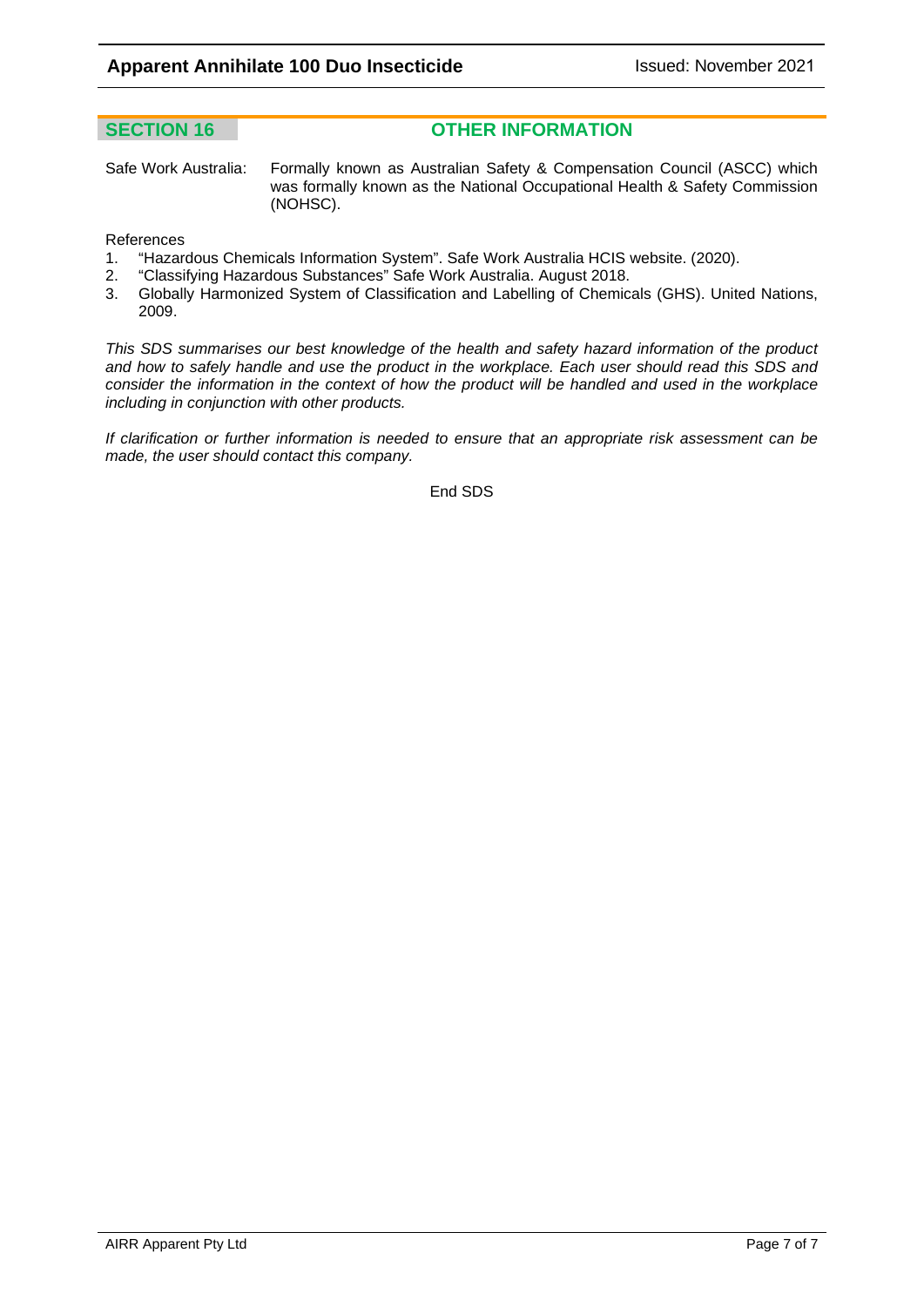## SECTION 16 OTHER INFORMATION

Safe Work Australia: Formally known as Australian Safety & Compensation Council (ASCC) which was formally known as the National Occupational Health & Safety Commission (NOHSC).

References

1. "Hazardous Chemicals Information System". Safe Work Australia HCIS website. (2020).
2. "Classifying Hazardous Substances" Safe Work Australia. August 2018.
3. Globally Harmonized System of Classification and Labelling of Chemicals (GHS). United Nations, 2009.

*This SDS summarises our best knowledge of the health and safety hazard information of the product and how to safely handle and use the product in the workplace. Each user should read this SDS and consider the information in the context of how the product will be handled and used in the workplace including in conjunction with other products.*

*If clarification or further information is needed to ensure that an appropriate risk assessment can be made, the user should contact this company.*

End SDS